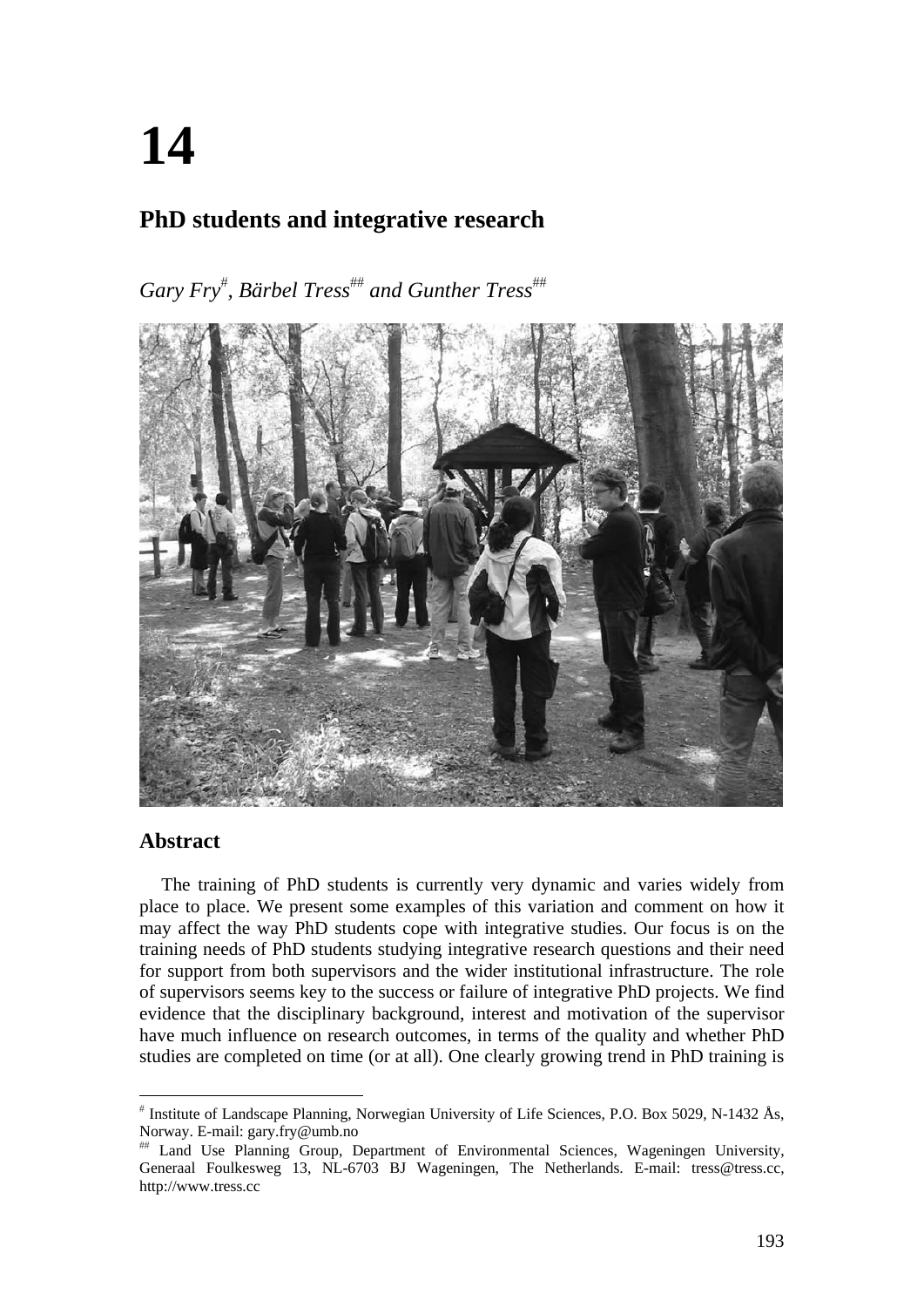# 14

## PhD students and integrative research

*Gary Fry[#], Bärbel Tress[##] and Gunther Tress[##]*

### Abstract

The training of PhD students is currently very dynamic and varies widely from place to place. We present some examples of this variation and comment on how it may affect the way PhD students cope with integrative studies. Our focus is on the training needs of PhD students studying integrative research questions and their need for support from both supervisors and the wider institutional infrastructure. The role of supervisors seems key to the success or failure of integrative PhD projects. We find evidence that the disciplinary background, interest and motivation of the supervisor have much influence on research outcomes, in terms of the quality and whether PhD studies are completed on time (or at all). One clearly growing trend in PhD training is

[#] Institute of Landscape Planning, Norwegian University of Life Sciences, P.O. Box 5029, N-1432 Ås, Norway. E-mail: gary.fry@umb.no

[##] Land Use Planning Group, Department of Environmental Sciences, Wageningen University, Generaal Foulkesweg 13, NL-6703 BJ Wageningen, The Netherlands. E-mail: tress@tress.cc, http://www.tress.cc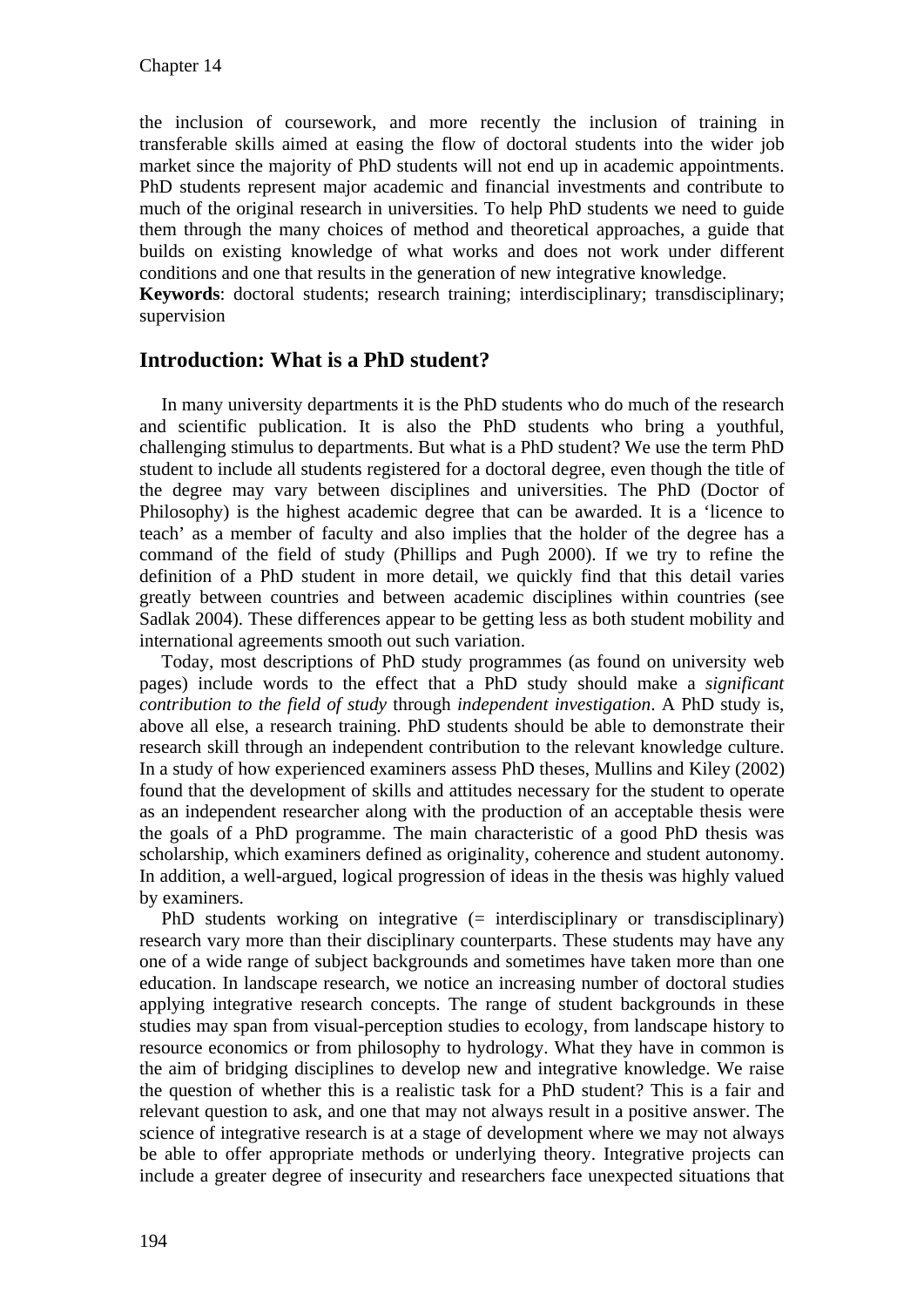the inclusion of coursework, and more recently the inclusion of training in transferable skills aimed at easing the flow of doctoral students into the wider job market since the majority of PhD students will not end up in academic appointments. PhD students represent major academic and financial investments and contribute to much of the original research in universities. To help PhD students we need to guide them through the many choices of method and theoretical approaches, a guide that builds on existing knowledge of what works and does not work under different conditions and one that results in the generation of new integrative knowledge.

**Keywords**: doctoral students; research training; interdisciplinary; transdisciplinary; supervision

## Introduction: What is a PhD student?

In many university departments it is the PhD students who do much of the research and scientific publication. It is also the PhD students who bring a youthful, challenging stimulus to departments. But what is a PhD student? We use the term PhD student to include all students registered for a doctoral degree, even though the title of the degree may vary between disciplines and universities. The PhD (Doctor of Philosophy) is the highest academic degree that can be awarded. It is a 'licence to teach' as a member of faculty and also implies that the holder of the degree has a command of the field of study (Phillips and Pugh 2000). If we try to refine the definition of a PhD student in more detail, we quickly find that this detail varies greatly between countries and between academic disciplines within countries (see Sadlak 2004). These differences appear to be getting less as both student mobility and international agreements smooth out such variation.

Today, most descriptions of PhD study programmes (as found on university web pages) include words to the effect that a PhD study should make a *significant contribution to the field of study* through *independent investigation*. A PhD study is, above all else, a research training. PhD students should be able to demonstrate their research skill through an independent contribution to the relevant knowledge culture. In a study of how experienced examiners assess PhD theses, Mullins and Kiley (2002) found that the development of skills and attitudes necessary for the student to operate as an independent researcher along with the production of an acceptable thesis were the goals of a PhD programme. The main characteristic of a good PhD thesis was scholarship, which examiners defined as originality, coherence and student autonomy. In addition, a well-argued, logical progression of ideas in the thesis was highly valued by examiners.

PhD students working on integrative (= interdisciplinary or transdisciplinary) research vary more than their disciplinary counterparts. These students may have any one of a wide range of subject backgrounds and sometimes have taken more than one education. In landscape research, we notice an increasing number of doctoral studies applying integrative research concepts. The range of student backgrounds in these studies may span from visual-perception studies to ecology, from landscape history to resource economics or from philosophy to hydrology. What they have in common is the aim of bridging disciplines to develop new and integrative knowledge. We raise the question of whether this is a realistic task for a PhD student? This is a fair and relevant question to ask, and one that may not always result in a positive answer. The science of integrative research is at a stage of development where we may not always be able to offer appropriate methods or underlying theory. Integrative projects can include a greater degree of insecurity and researchers face unexpected situations that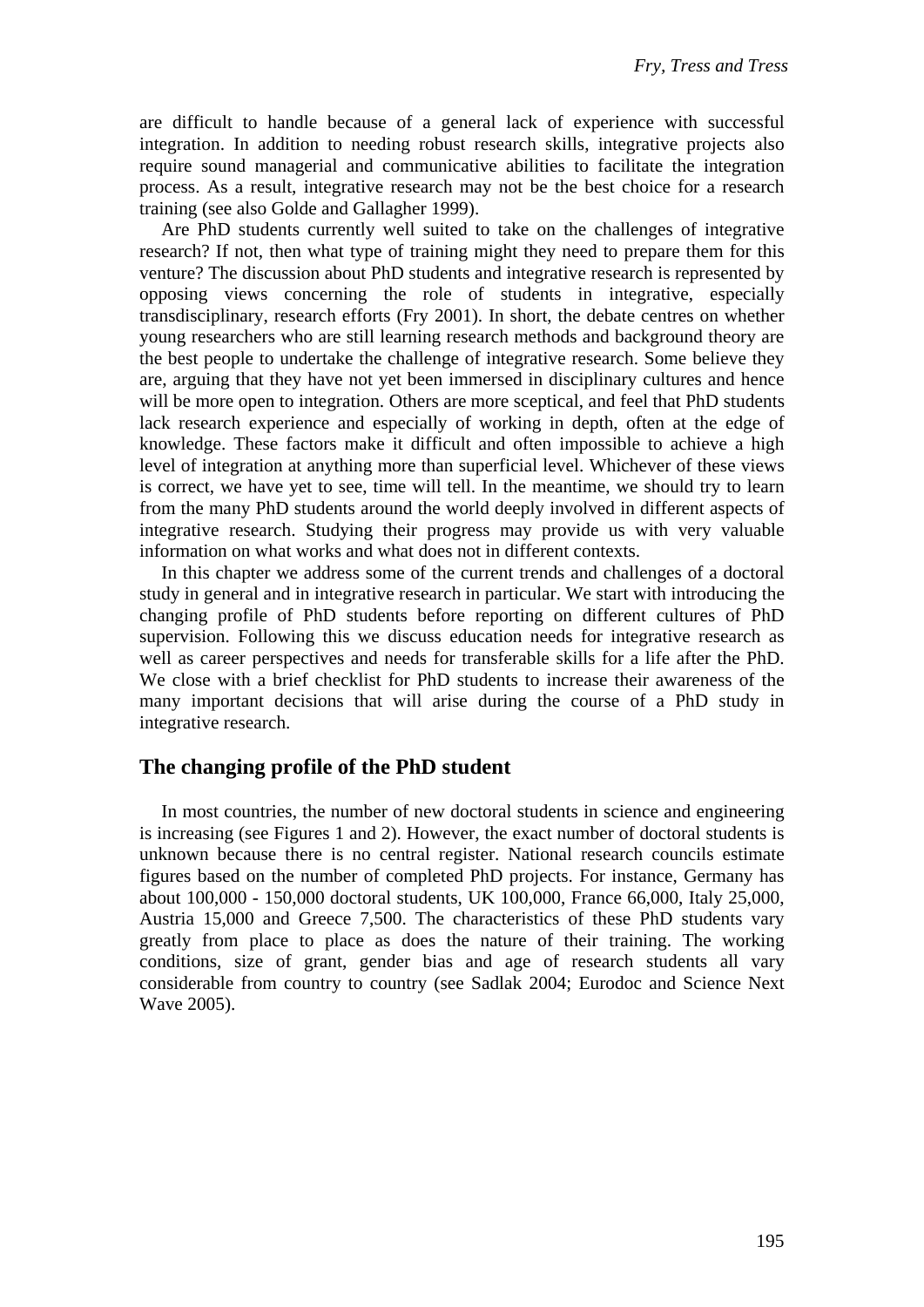are difficult to handle because of a general lack of experience with successful integration. In addition to needing robust research skills, integrative projects also require sound managerial and communicative abilities to facilitate the integration process. As a result, integrative research may not be the best choice for a research training (see also Golde and Gallagher 1999).

Are PhD students currently well suited to take on the challenges of integrative research? If not, then what type of training might they need to prepare them for this venture? The discussion about PhD students and integrative research is represented by opposing views concerning the role of students in integrative, especially transdisciplinary, research efforts (Fry 2001). In short, the debate centres on whether young researchers who are still learning research methods and background theory are the best people to undertake the challenge of integrative research. Some believe they are, arguing that they have not yet been immersed in disciplinary cultures and hence will be more open to integration. Others are more sceptical, and feel that PhD students lack research experience and especially of working in depth, often at the edge of knowledge. These factors make it difficult and often impossible to achieve a high level of integration at anything more than superficial level. Whichever of these views is correct, we have yet to see, time will tell. In the meantime, we should try to learn from the many PhD students around the world deeply involved in different aspects of integrative research. Studying their progress may provide us with very valuable information on what works and what does not in different contexts.

In this chapter we address some of the current trends and challenges of a doctoral study in general and in integrative research in particular. We start with introducing the changing profile of PhD students before reporting on different cultures of PhD supervision. Following this we discuss education needs for integrative research as well as career perspectives and needs for transferable skills for a life after the PhD. We close with a brief checklist for PhD students to increase their awareness of the many important decisions that will arise during the course of a PhD study in integrative research.

## The changing profile of the PhD student

In most countries, the number of new doctoral students in science and engineering is increasing (see Figures 1 and 2). However, the exact number of doctoral students is unknown because there is no central register. National research councils estimate figures based on the number of completed PhD projects. For instance, Germany has about 100,000 - 150,000 doctoral students, UK 100,000, France 66,000, Italy 25,000, Austria 15,000 and Greece 7,500. The characteristics of these PhD students vary greatly from place to place as does the nature of their training. The working conditions, size of grant, gender bias and age of research students all vary considerable from country to country (see Sadlak 2004; Eurodoc and Science Next Wave 2005).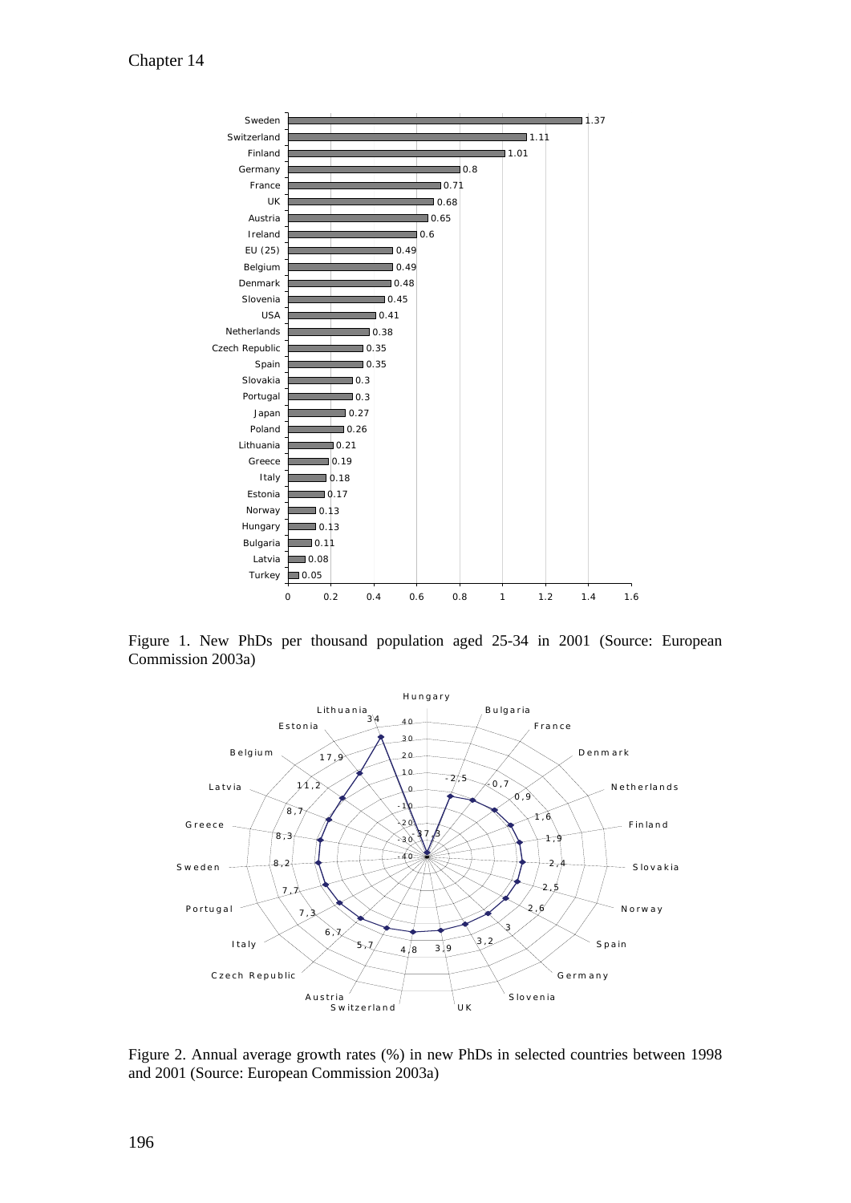Sweden 1.37
Switzerland 1.11
Finland 1.01
Germany 0.8
France 0.71
UK 0.68
Austria 0.65
Ireland 0.6
EU (25) 0.49
Belgium 0.49
Denmark 0.48
Slovenia 0.45
USA 0.41
Netherlands 0.38
Czech Republic 0.35
Spain 0.35
Slovakia 0.3
Portugal 0.3
Japan 0.27
Poland 0.26
Lithuania 0.21
Greece 0.19
Italy 0.18
Estonia 0.17
Norway 0.13
Hungary 0.13
Bulgaria 0.11
Latvia 0.08
Turkey 0.05

0 0.2 0.4 0.6 0.8 1 1.2 1.4 1.6

Figure 1. New PhDs per thousand population aged 25-34 in 2001 (Source: European Commission 2003a)

Hungary -37,3
Bulgaria -2,5
France -0,7
Denmark 0,9
Netherlands 1,6
Finland 1,9
Slovakia 2,4
Norway 2,5
Spain 2,6
Germany 3
Slovenia 3,2
UK 3,9
Switzerland 4,8
Austria 5,7
Czech Republic 6,7
Italy 7,3
Portugal 7,7
Sweden 8,2
Greece 8,3
Latvia 8,7
Belgium 11,2
Estonia 17,9
Lithuania 34

40 30 20 10 0 -10 -20 -30 -40

Figure 2. Annual average growth rates (%) in new PhDs in selected countries between 1998 and 2001 (Source: European Commission 2003a)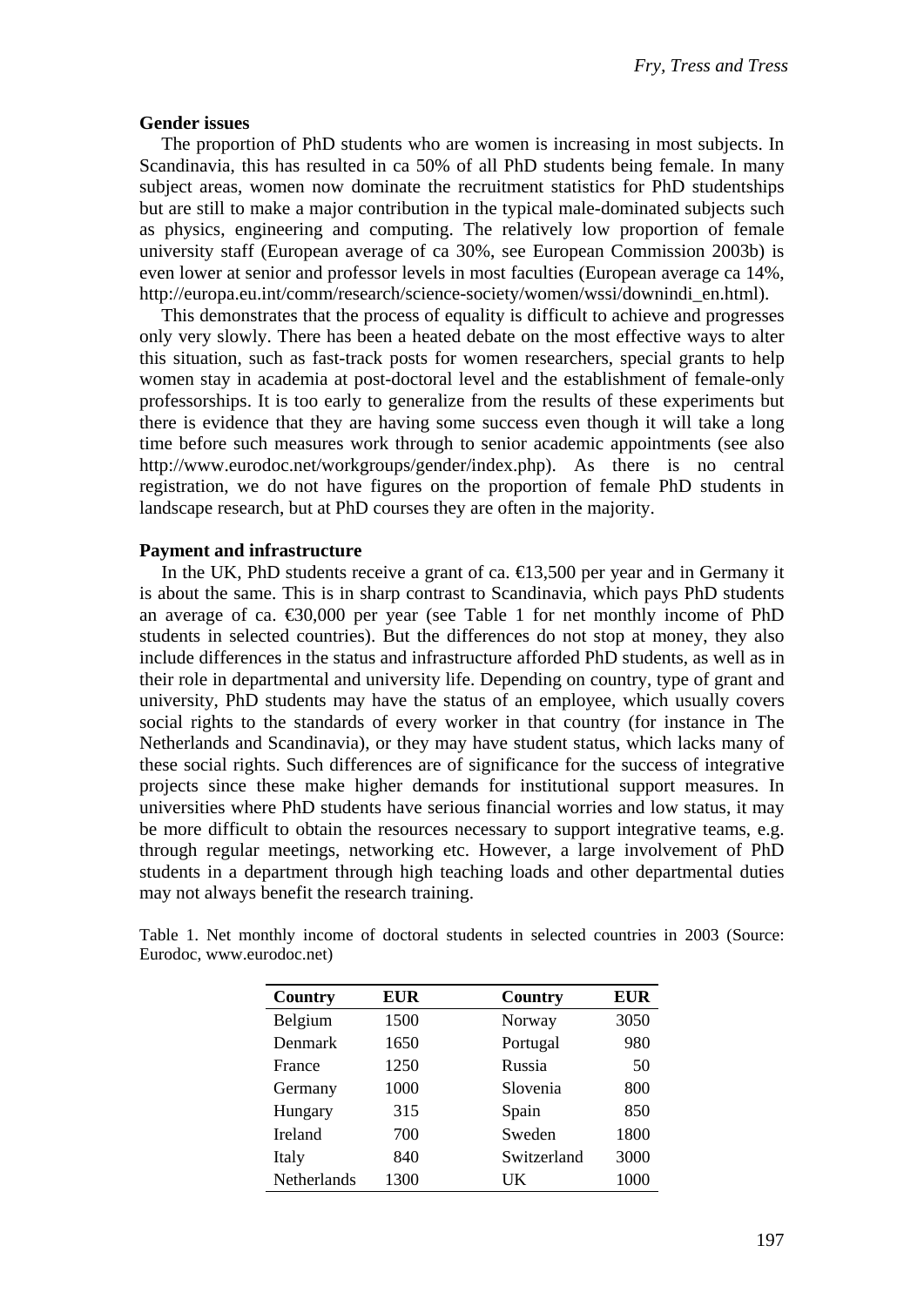### Gender issues

The proportion of PhD students who are women is increasing in most subjects. In Scandinavia, this has resulted in ca 50% of all PhD students being female. In many subject areas, women now dominate the recruitment statistics for PhD studentships but are still to make a major contribution in the typical male-dominated subjects such as physics, engineering and computing. The relatively low proportion of female university staff (European average of ca 30%, see European Commission 2003b) is even lower at senior and professor levels in most faculties (European average ca 14%, http://europa.eu.int/comm/research/science-society/women/wssi/downindi_en.html).

This demonstrates that the process of equality is difficult to achieve and progresses only very slowly. There has been a heated debate on the most effective ways to alter this situation, such as fast-track posts for women researchers, special grants to help women stay in academia at post-doctoral level and the establishment of female-only professorships. It is too early to generalize from the results of these experiments but there is evidence that they are having some success even though it will take a long time before such measures work through to senior academic appointments (see also http://www.eurodoc.net/workgroups/gender/index.php). As there is no central registration, we do not have figures on the proportion of female PhD students in landscape research, but at PhD courses they are often in the majority.

### Payment and infrastructure

In the UK, PhD students receive a grant of ca. €13,500 per year and in Germany it is about the same. This is in sharp contrast to Scandinavia, which pays PhD students an average of ca. €30,000 per year (see Table 1 for net monthly income of PhD students in selected countries). But the differences do not stop at money, they also include differences in the status and infrastructure afforded PhD students, as well as in their role in departmental and university life. Depending on country, type of grant and university, PhD students may have the status of an employee, which usually covers social rights to the standards of every worker in that country (for instance in The Netherlands and Scandinavia), or they may have student status, which lacks many of these social rights. Such differences are of significance for the success of integrative projects since these make higher demands for institutional support measures. In universities where PhD students have serious financial worries and low status, it may be more difficult to obtain the resources necessary to support integrative teams, e.g. through regular meetings, networking etc. However, a large involvement of PhD students in a department through high teaching loads and other departmental duties may not always benefit the research training.

Table 1. Net monthly income of doctoral students in selected countries in 2003 (Source: Eurodoc, www.eurodoc.net)

| Country | EUR | Country | EUR |
|---|---|---|---|
| Belgium | 1500 | Norway | 3050 |
| Denmark | 1650 | Portugal | 980 |
| France | 1250 | Russia | 50 |
| Germany | 1000 | Slovenia | 800 |
| Hungary | 315 | Spain | 850 |
| Ireland | 700 | Sweden | 1800 |
| Italy | 840 | Switzerland | 3000 |
| Netherlands | 1300 | UK | 1000 |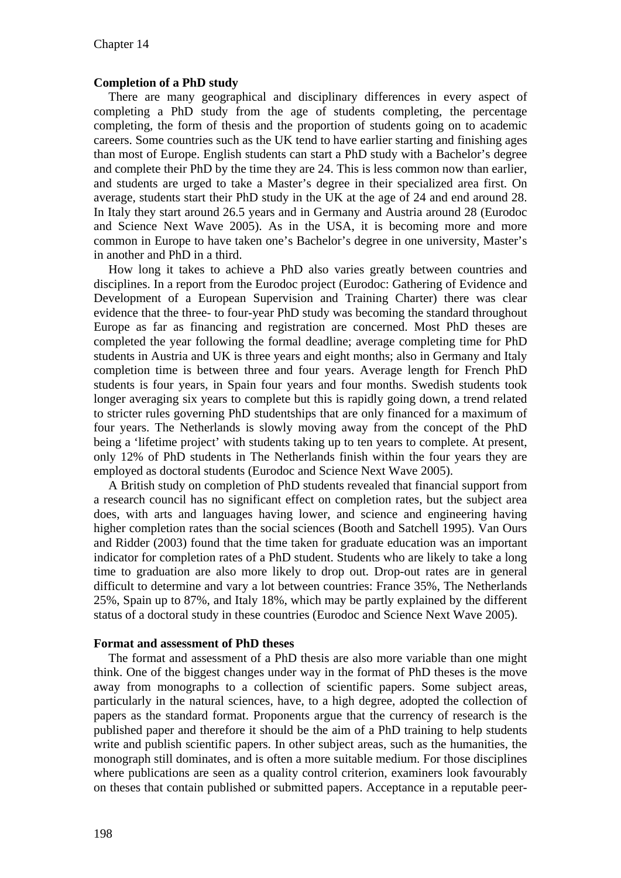### Completion of a PhD study

There are many geographical and disciplinary differences in every aspect of completing a PhD study from the age of students completing, the percentage completing, the form of thesis and the proportion of students going on to academic careers. Some countries such as the UK tend to have earlier starting and finishing ages than most of Europe. English students can start a PhD study with a Bachelor's degree and complete their PhD by the time they are 24. This is less common now than earlier, and students are urged to take a Master's degree in their specialized area first. On average, students start their PhD study in the UK at the age of 24 and end around 28. In Italy they start around 26.5 years and in Germany and Austria around 28 (Eurodoc and Science Next Wave 2005). As in the USA, it is becoming more and more common in Europe to have taken one's Bachelor's degree in one university, Master's in another and PhD in a third.

How long it takes to achieve a PhD also varies greatly between countries and disciplines. In a report from the Eurodoc project (Eurodoc: Gathering of Evidence and Development of a European Supervision and Training Charter) there was clear evidence that the three- to four-year PhD study was becoming the standard throughout Europe as far as financing and registration are concerned. Most PhD theses are completed the year following the formal deadline; average completing time for PhD students in Austria and UK is three years and eight months; also in Germany and Italy completion time is between three and four years. Average length for French PhD students is four years, in Spain four years and four months. Swedish students took longer averaging six years to complete but this is rapidly going down, a trend related to stricter rules governing PhD studentships that are only financed for a maximum of four years. The Netherlands is slowly moving away from the concept of the PhD being a 'lifetime project' with students taking up to ten years to complete. At present, only 12% of PhD students in The Netherlands finish within the four years they are employed as doctoral students (Eurodoc and Science Next Wave 2005).

A British study on completion of PhD students revealed that financial support from a research council has no significant effect on completion rates, but the subject area does, with arts and languages having lower, and science and engineering having higher completion rates than the social sciences (Booth and Satchell 1995). Van Ours and Ridder (2003) found that the time taken for graduate education was an important indicator for completion rates of a PhD student. Students who are likely to take a long time to graduation are also more likely to drop out. Drop-out rates are in general difficult to determine and vary a lot between countries: France 35%, The Netherlands 25%, Spain up to 87%, and Italy 18%, which may be partly explained by the different status of a doctoral study in these countries (Eurodoc and Science Next Wave 2005).

### Format and assessment of PhD theses

The format and assessment of a PhD thesis are also more variable than one might think. One of the biggest changes under way in the format of PhD theses is the move away from monographs to a collection of scientific papers. Some subject areas, particularly in the natural sciences, have, to a high degree, adopted the collection of papers as the standard format. Proponents argue that the currency of research is the published paper and therefore it should be the aim of a PhD training to help students write and publish scientific papers. In other subject areas, such as the humanities, the monograph still dominates, and is often a more suitable medium. For those disciplines where publications are seen as a quality control criterion, examiners look favourably on theses that contain published or submitted papers. Acceptance in a reputable peer-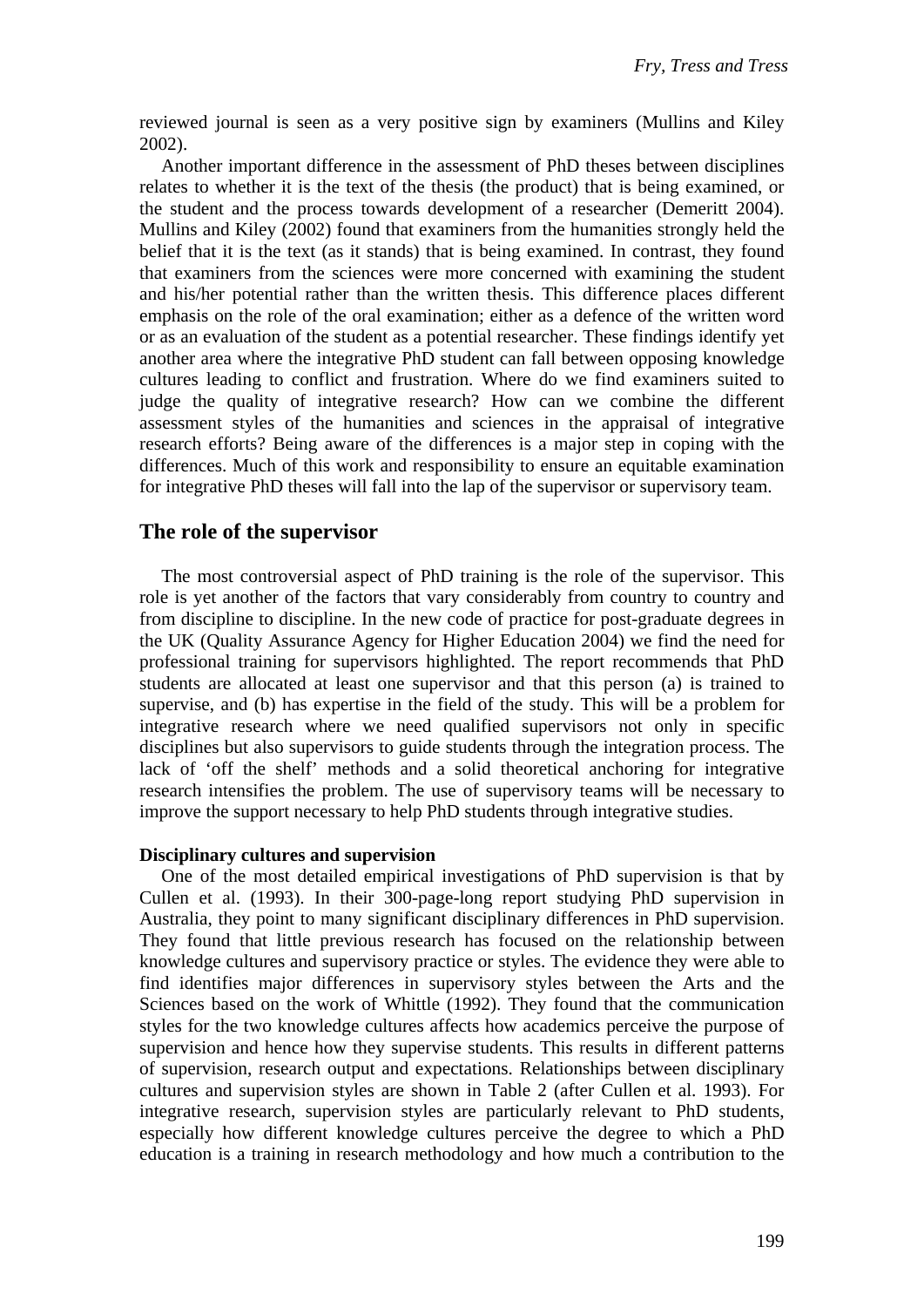reviewed journal is seen as a very positive sign by examiners (Mullins and Kiley 2002).

Another important difference in the assessment of PhD theses between disciplines relates to whether it is the text of the thesis (the product) that is being examined, or the student and the process towards development of a researcher (Demeritt 2004). Mullins and Kiley (2002) found that examiners from the humanities strongly held the belief that it is the text (as it stands) that is being examined. In contrast, they found that examiners from the sciences were more concerned with examining the student and his/her potential rather than the written thesis. This difference places different emphasis on the role of the oral examination; either as a defence of the written word or as an evaluation of the student as a potential researcher. These findings identify yet another area where the integrative PhD student can fall between opposing knowledge cultures leading to conflict and frustration. Where do we find examiners suited to judge the quality of integrative research? How can we combine the different assessment styles of the humanities and sciences in the appraisal of integrative research efforts? Being aware of the differences is a major step in coping with the differences. Much of this work and responsibility to ensure an equitable examination for integrative PhD theses will fall into the lap of the supervisor or supervisory team.

## The role of the supervisor

The most controversial aspect of PhD training is the role of the supervisor. This role is yet another of the factors that vary considerably from country to country and from discipline to discipline. In the new code of practice for post-graduate degrees in the UK (Quality Assurance Agency for Higher Education 2004) we find the need for professional training for supervisors highlighted. The report recommends that PhD students are allocated at least one supervisor and that this person (a) is trained to supervise, and (b) has expertise in the field of the study. This will be a problem for integrative research where we need qualified supervisors not only in specific disciplines but also supervisors to guide students through the integration process. The lack of 'off the shelf' methods and a solid theoretical anchoring for integrative research intensifies the problem. The use of supervisory teams will be necessary to improve the support necessary to help PhD students through integrative studies.

### Disciplinary cultures and supervision

One of the most detailed empirical investigations of PhD supervision is that by Cullen et al. (1993). In their 300-page-long report studying PhD supervision in Australia, they point to many significant disciplinary differences in PhD supervision. They found that little previous research has focused on the relationship between knowledge cultures and supervisory practice or styles. The evidence they were able to find identifies major differences in supervisory styles between the Arts and the Sciences based on the work of Whittle (1992). They found that the communication styles for the two knowledge cultures affects how academics perceive the purpose of supervision and hence how they supervise students. This results in different patterns of supervision, research output and expectations. Relationships between disciplinary cultures and supervision styles are shown in Table 2 (after Cullen et al. 1993). For integrative research, supervision styles are particularly relevant to PhD students, especially how different knowledge cultures perceive the degree to which a PhD education is a training in research methodology and how much a contribution to the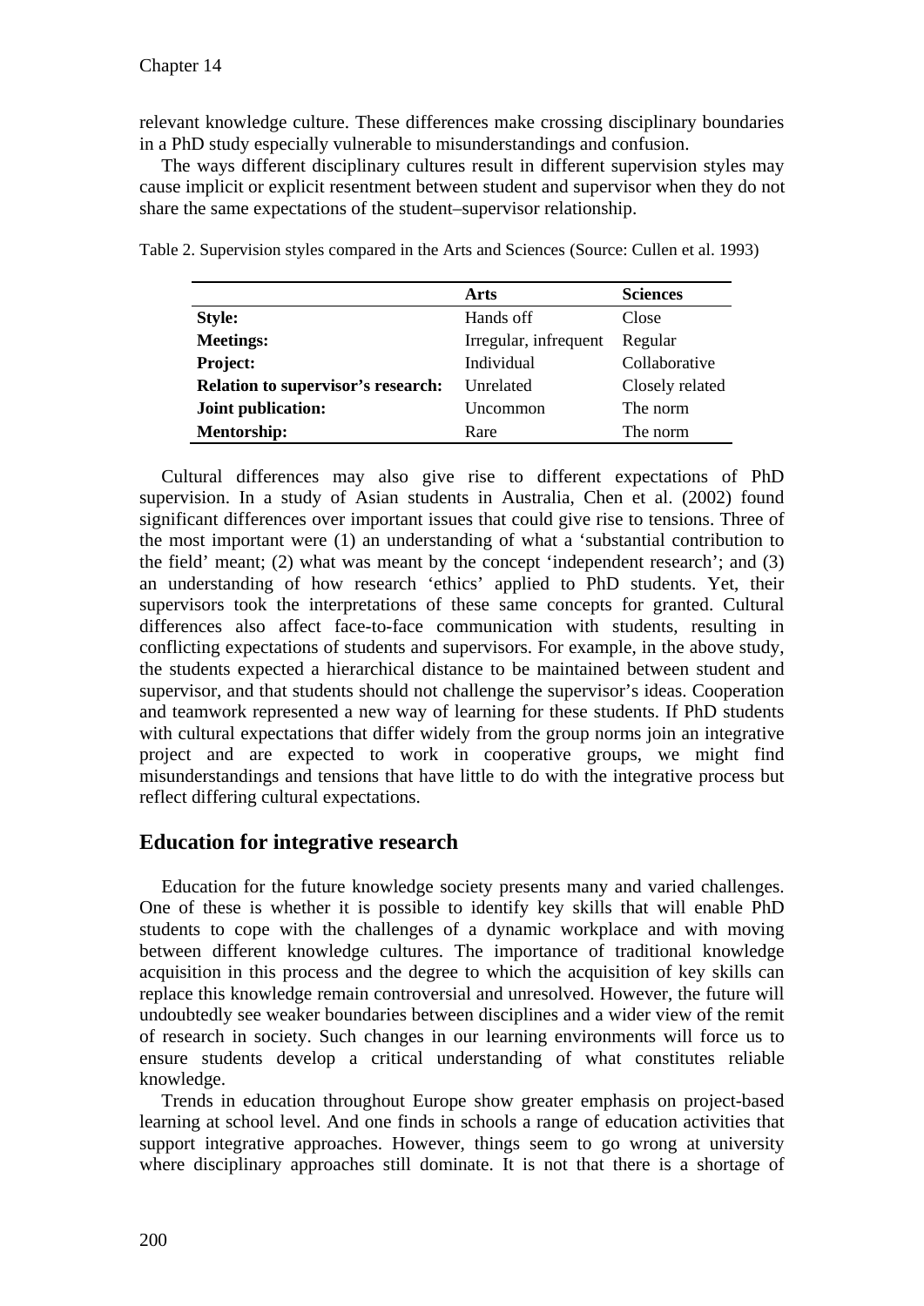relevant knowledge culture. These differences make crossing disciplinary boundaries in a PhD study especially vulnerable to misunderstandings and confusion.

The ways different disciplinary cultures result in different supervision styles may cause implicit or explicit resentment between student and supervisor when they do not share the same expectations of the student–supervisor relationship.

Table 2. Supervision styles compared in the Arts and Sciences (Source: Cullen et al. 1993)

| | Arts | Sciences |
|---|---|---|
| **Style:** | Hands off | Close |
| **Meetings:** | Irregular, infrequent | Regular |
| **Project:** | Individual | Collaborative |
| **Relation to supervisor's research:** | Unrelated | Closely related |
| **Joint publication:** | Uncommon | The norm |
| **Mentorship:** | Rare | The norm |

Cultural differences may also give rise to different expectations of PhD supervision. In a study of Asian students in Australia, Chen et al. (2002) found significant differences over important issues that could give rise to tensions. Three of the most important were (1) an understanding of what a 'substantial contribution to the field' meant; (2) what was meant by the concept 'independent research'; and (3) an understanding of how research 'ethics' applied to PhD students. Yet, their supervisors took the interpretations of these same concepts for granted. Cultural differences also affect face-to-face communication with students, resulting in conflicting expectations of students and supervisors. For example, in the above study, the students expected a hierarchical distance to be maintained between student and supervisor, and that students should not challenge the supervisor's ideas. Cooperation and teamwork represented a new way of learning for these students. If PhD students with cultural expectations that differ widely from the group norms join an integrative project and are expected to work in cooperative groups, we might find misunderstandings and tensions that have little to do with the integrative process but reflect differing cultural expectations.

## Education for integrative research

Education for the future knowledge society presents many and varied challenges. One of these is whether it is possible to identify key skills that will enable PhD students to cope with the challenges of a dynamic workplace and with moving between different knowledge cultures. The importance of traditional knowledge acquisition in this process and the degree to which the acquisition of key skills can replace this knowledge remain controversial and unresolved. However, the future will undoubtedly see weaker boundaries between disciplines and a wider view of the remit of research in society. Such changes in our learning environments will force us to ensure students develop a critical understanding of what constitutes reliable knowledge.

Trends in education throughout Europe show greater emphasis on project-based learning at school level. And one finds in schools a range of education activities that support integrative approaches. However, things seem to go wrong at university where disciplinary approaches still dominate. It is not that there is a shortage of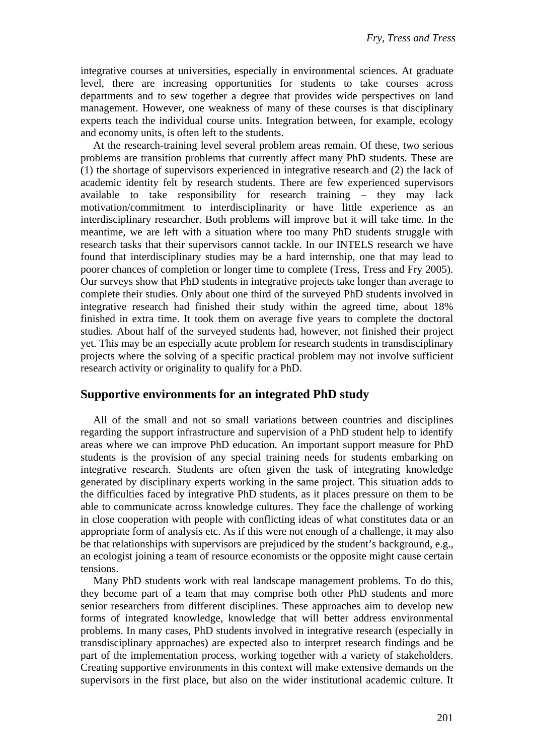integrative courses at universities, especially in environmental sciences. At graduate level, there are increasing opportunities for students to take courses across departments and to sew together a degree that provides wide perspectives on land management. However, one weakness of many of these courses is that disciplinary experts teach the individual course units. Integration between, for example, ecology and economy units, is often left to the students.

At the research-training level several problem areas remain. Of these, two serious problems are transition problems that currently affect many PhD students. These are (1) the shortage of supervisors experienced in integrative research and (2) the lack of academic identity felt by research students. There are few experienced supervisors available to take responsibility for research training – they may lack motivation/commitment to interdisciplinarity or have little experience as an interdisciplinary researcher. Both problems will improve but it will take time. In the meantime, we are left with a situation where too many PhD students struggle with research tasks that their supervisors cannot tackle. In our INTELS research we have found that interdisciplinary studies may be a hard internship, one that may lead to poorer chances of completion or longer time to complete (Tress, Tress and Fry 2005). Our surveys show that PhD students in integrative projects take longer than average to complete their studies. Only about one third of the surveyed PhD students involved in integrative research had finished their study within the agreed time, about 18% finished in extra time. It took them on average five years to complete the doctoral studies. About half of the surveyed students had, however, not finished their project yet. This may be an especially acute problem for research students in transdisciplinary projects where the solving of a specific practical problem may not involve sufficient research activity or originality to qualify for a PhD.

## Supportive environments for an integrated PhD study

All of the small and not so small variations between countries and disciplines regarding the support infrastructure and supervision of a PhD student help to identify areas where we can improve PhD education. An important support measure for PhD students is the provision of any special training needs for students embarking on integrative research. Students are often given the task of integrating knowledge generated by disciplinary experts working in the same project. This situation adds to the difficulties faced by integrative PhD students, as it places pressure on them to be able to communicate across knowledge cultures. They face the challenge of working in close cooperation with people with conflicting ideas of what constitutes data or an appropriate form of analysis etc. As if this were not enough of a challenge, it may also be that relationships with supervisors are prejudiced by the student's background, e.g., an ecologist joining a team of resource economists or the opposite might cause certain tensions.

Many PhD students work with real landscape management problems. To do this, they become part of a team that may comprise both other PhD students and more senior researchers from different disciplines. These approaches aim to develop new forms of integrated knowledge, knowledge that will better address environmental problems. In many cases, PhD students involved in integrative research (especially in transdisciplinary approaches) are expected also to interpret research findings and be part of the implementation process, working together with a variety of stakeholders. Creating supportive environments in this context will make extensive demands on the supervisors in the first place, but also on the wider institutional academic culture. It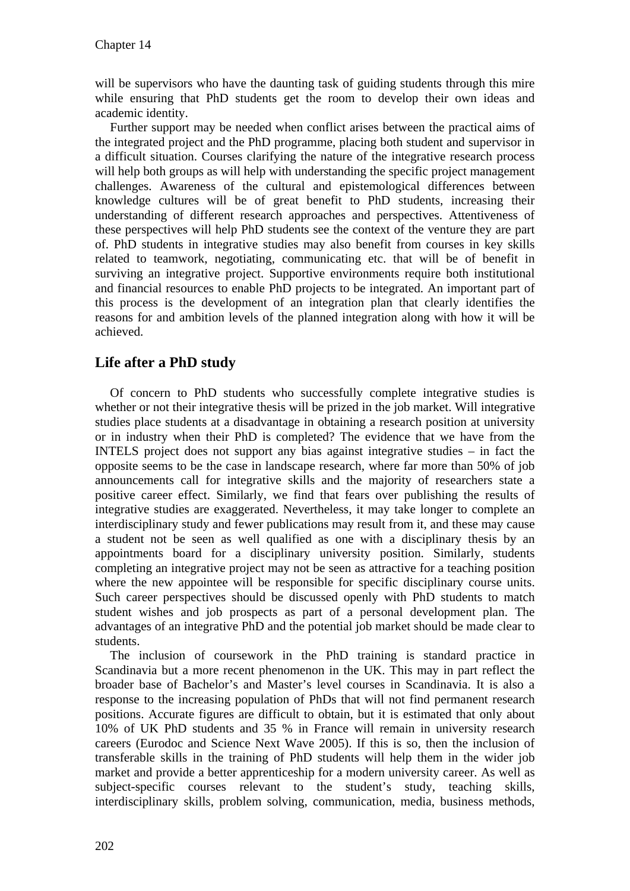will be supervisors who have the daunting task of guiding students through this mire while ensuring that PhD students get the room to develop their own ideas and academic identity.

Further support may be needed when conflict arises between the practical aims of the integrated project and the PhD programme, placing both student and supervisor in a difficult situation. Courses clarifying the nature of the integrative research process will help both groups as will help with understanding the specific project management challenges. Awareness of the cultural and epistemological differences between knowledge cultures will be of great benefit to PhD students, increasing their understanding of different research approaches and perspectives. Attentiveness of these perspectives will help PhD students see the context of the venture they are part of. PhD students in integrative studies may also benefit from courses in key skills related to teamwork, negotiating, communicating etc. that will be of benefit in surviving an integrative project. Supportive environments require both institutional and financial resources to enable PhD projects to be integrated. An important part of this process is the development of an integration plan that clearly identifies the reasons for and ambition levels of the planned integration along with how it will be achieved.

## Life after a PhD study

Of concern to PhD students who successfully complete integrative studies is whether or not their integrative thesis will be prized in the job market. Will integrative studies place students at a disadvantage in obtaining a research position at university or in industry when their PhD is completed? The evidence that we have from the INTELS project does not support any bias against integrative studies – in fact the opposite seems to be the case in landscape research, where far more than 50% of job announcements call for integrative skills and the majority of researchers state a positive career effect. Similarly, we find that fears over publishing the results of integrative studies are exaggerated. Nevertheless, it may take longer to complete an interdisciplinary study and fewer publications may result from it, and these may cause a student not be seen as well qualified as one with a disciplinary thesis by an appointments board for a disciplinary university position. Similarly, students completing an integrative project may not be seen as attractive for a teaching position where the new appointee will be responsible for specific disciplinary course units. Such career perspectives should be discussed openly with PhD students to match student wishes and job prospects as part of a personal development plan. The advantages of an integrative PhD and the potential job market should be made clear to students.

The inclusion of coursework in the PhD training is standard practice in Scandinavia but a more recent phenomenon in the UK. This may in part reflect the broader base of Bachelor's and Master's level courses in Scandinavia. It is also a response to the increasing population of PhDs that will not find permanent research positions. Accurate figures are difficult to obtain, but it is estimated that only about 10% of UK PhD students and 35 % in France will remain in university research careers (Eurodoc and Science Next Wave 2005). If this is so, then the inclusion of transferable skills in the training of PhD students will help them in the wider job market and provide a better apprenticeship for a modern university career. As well as subject-specific courses relevant to the student's study, teaching skills, interdisciplinary skills, problem solving, communication, media, business methods,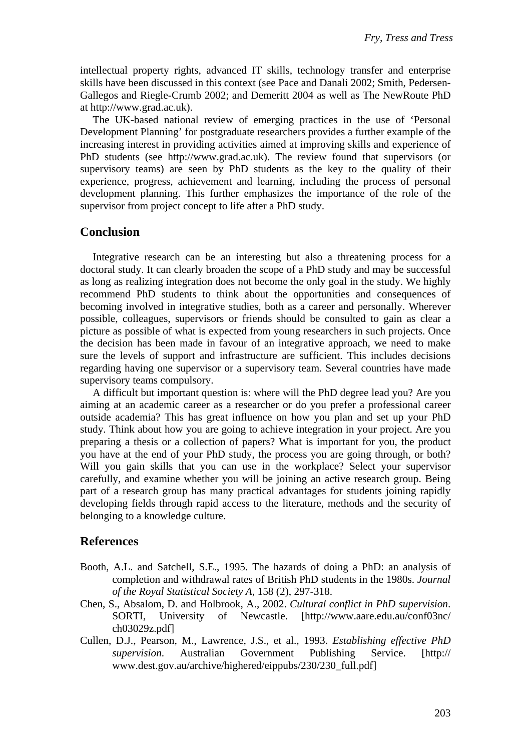intellectual property rights, advanced IT skills, technology transfer and enterprise skills have been discussed in this context (see Pace and Danali 2002; Smith, Pedersen-Gallegos and Riegle-Crumb 2002; and Demeritt 2004 as well as The NewRoute PhD at http://www.grad.ac.uk).

The UK-based national review of emerging practices in the use of 'Personal Development Planning' for postgraduate researchers provides a further example of the increasing interest in providing activities aimed at improving skills and experience of PhD students (see http://www.grad.ac.uk). The review found that supervisors (or supervisory teams) are seen by PhD students as the key to the quality of their experience, progress, achievement and learning, including the process of personal development planning. This further emphasizes the importance of the role of the supervisor from project concept to life after a PhD study.

## Conclusion

Integrative research can be an interesting but also a threatening process for a doctoral study. It can clearly broaden the scope of a PhD study and may be successful as long as realizing integration does not become the only goal in the study. We highly recommend PhD students to think about the opportunities and consequences of becoming involved in integrative studies, both as a career and personally. Wherever possible, colleagues, supervisors or friends should be consulted to gain as clear a picture as possible of what is expected from young researchers in such projects. Once the decision has been made in favour of an integrative approach, we need to make sure the levels of support and infrastructure are sufficient. This includes decisions regarding having one supervisor or a supervisory team. Several countries have made supervisory teams compulsory.

A difficult but important question is: where will the PhD degree lead you? Are you aiming at an academic career as a researcher or do you prefer a professional career outside academia? This has great influence on how you plan and set up your PhD study. Think about how you are going to achieve integration in your project. Are you preparing a thesis or a collection of papers? What is important for you, the product you have at the end of your PhD study, the process you are going through, or both? Will you gain skills that you can use in the workplace? Select your supervisor carefully, and examine whether you will be joining an active research group. Being part of a research group has many practical advantages for students joining rapidly developing fields through rapid access to the literature, methods and the security of belonging to a knowledge culture.

## References

Booth, A.L. and Satchell, S.E., 1995. The hazards of doing a PhD: an analysis of completion and withdrawal rates of British PhD students in the 1980s. *Journal of the Royal Statistical Society A*, 158 (2), 297-318.

Chen, S., Absalom, D. and Holbrook, A., 2002. *Cultural conflict in PhD supervision*. SORTI, University of Newcastle. [http://www.aare.edu.au/conf03nc/ch03029z.pdf]

Cullen, D.J., Pearson, M., Lawrence, J.S., et al., 1993. *Establishing effective PhD supervision*. Australian Government Publishing Service. [http://www.dest.gov.au/archive/highered/eippubs/230/230_full.pdf]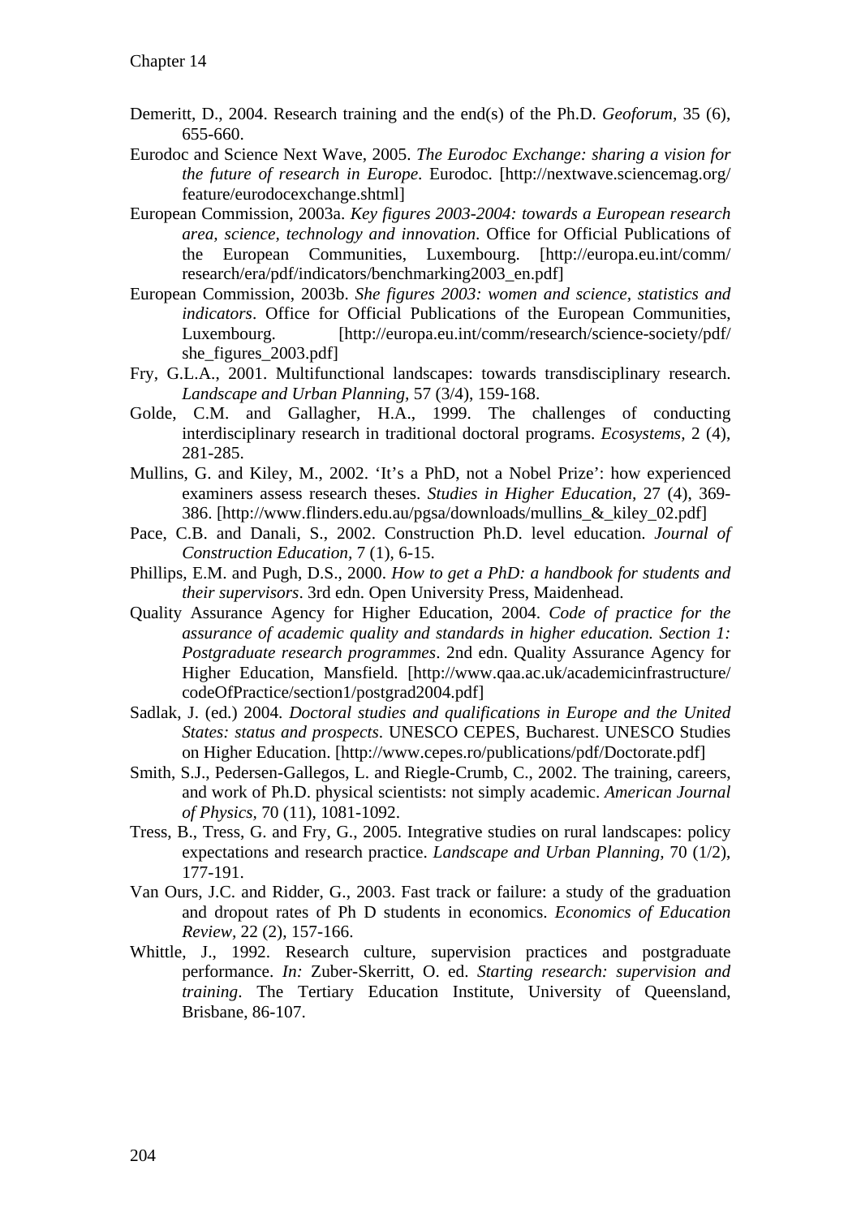Demeritt, D., 2004. Research training and the end(s) of the Ph.D. *Geoforum,* 35 (6), 655-660.

Eurodoc and Science Next Wave, 2005. *The Eurodoc Exchange: sharing a vision for the future of research in Europe*. Eurodoc. [http://nextwave.sciencemag.org/feature/eurodocexchange.shtml]

European Commission, 2003a. *Key figures 2003-2004: towards a European research area, science, technology and innovation*. Office for Official Publications of the European Communities, Luxembourg. [http://europa.eu.int/comm/research/era/pdf/indicators/benchmarking2003_en.pdf]

European Commission, 2003b. *She figures 2003: women and science, statistics and indicators*. Office for Official Publications of the European Communities, Luxembourg. [http://europa.eu.int/comm/research/science-society/pdf/she_figures_2003.pdf]

Fry, G.L.A., 2001. Multifunctional landscapes: towards transdisciplinary research. *Landscape and Urban Planning,* 57 (3/4), 159-168.

Golde, C.M. and Gallagher, H.A., 1999. The challenges of conducting interdisciplinary research in traditional doctoral programs. *Ecosystems,* 2 (4), 281-285.

Mullins, G. and Kiley, M., 2002. 'It's a PhD, not a Nobel Prize': how experienced examiners assess research theses. *Studies in Higher Education,* 27 (4), 369-386. [http://www.flinders.edu.au/pgsa/downloads/mullins_&_kiley_02.pdf]

Pace, C.B. and Danali, S., 2002. Construction Ph.D. level education. *Journal of Construction Education,* 7 (1), 6-15.

Phillips, E.M. and Pugh, D.S., 2000. *How to get a PhD: a handbook for students and their supervisors*. 3rd edn. Open University Press, Maidenhead.

Quality Assurance Agency for Higher Education, 2004. *Code of practice for the assurance of academic quality and standards in higher education. Section 1: Postgraduate research programmes*. 2nd edn. Quality Assurance Agency for Higher Education, Mansfield. [http://www.qaa.ac.uk/academicinfrastructure/codeOfPractice/section1/postgrad2004.pdf]

Sadlak, J. (ed.) 2004. *Doctoral studies and qualifications in Europe and the United States: status and prospects*. UNESCO CEPES, Bucharest. UNESCO Studies on Higher Education. [http://www.cepes.ro/publications/pdf/Doctorate.pdf]

Smith, S.J., Pedersen-Gallegos, L. and Riegle-Crumb, C., 2002. The training, careers, and work of Ph.D. physical scientists: not simply academic. *American Journal of Physics,* 70 (11), 1081-1092.

Tress, B., Tress, G. and Fry, G., 2005. Integrative studies on rural landscapes: policy expectations and research practice. *Landscape and Urban Planning,* 70 (1/2), 177-191.

Van Ours, J.C. and Ridder, G., 2003. Fast track or failure: a study of the graduation and dropout rates of Ph D students in economics. *Economics of Education Review,* 22 (2), 157-166.

Whittle, J., 1992. Research culture, supervision practices and postgraduate performance. *In:* Zuber-Skerritt, O. ed. *Starting research: supervision and training*. The Tertiary Education Institute, University of Queensland, Brisbane, 86-107.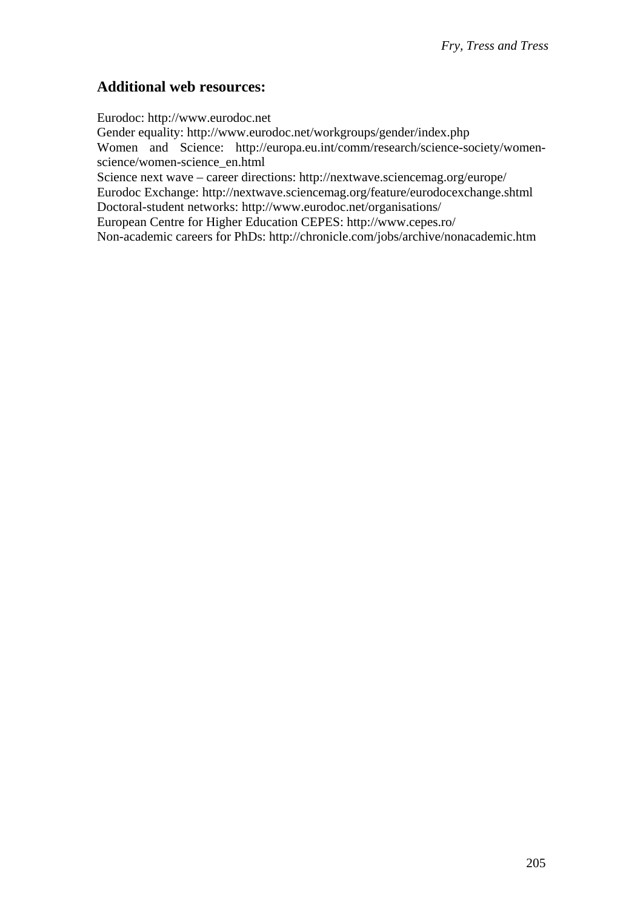## Additional web resources:

Eurodoc: http://www.eurodoc.net
Gender equality: http://www.eurodoc.net/workgroups/gender/index.php
Women and Science: http://europa.eu.int/comm/research/science-society/women-science/women-science_en.html
Science next wave – career directions: http://nextwave.sciencemag.org/europe/
Eurodoc Exchange: http://nextwave.sciencemag.org/feature/eurodocexchange.shtml
Doctoral-student networks: http://www.eurodoc.net/organisations/
European Centre for Higher Education CEPES: http://www.cepes.ro/
Non-academic careers for PhDs: http://chronicle.com/jobs/archive/nonacademic.htm